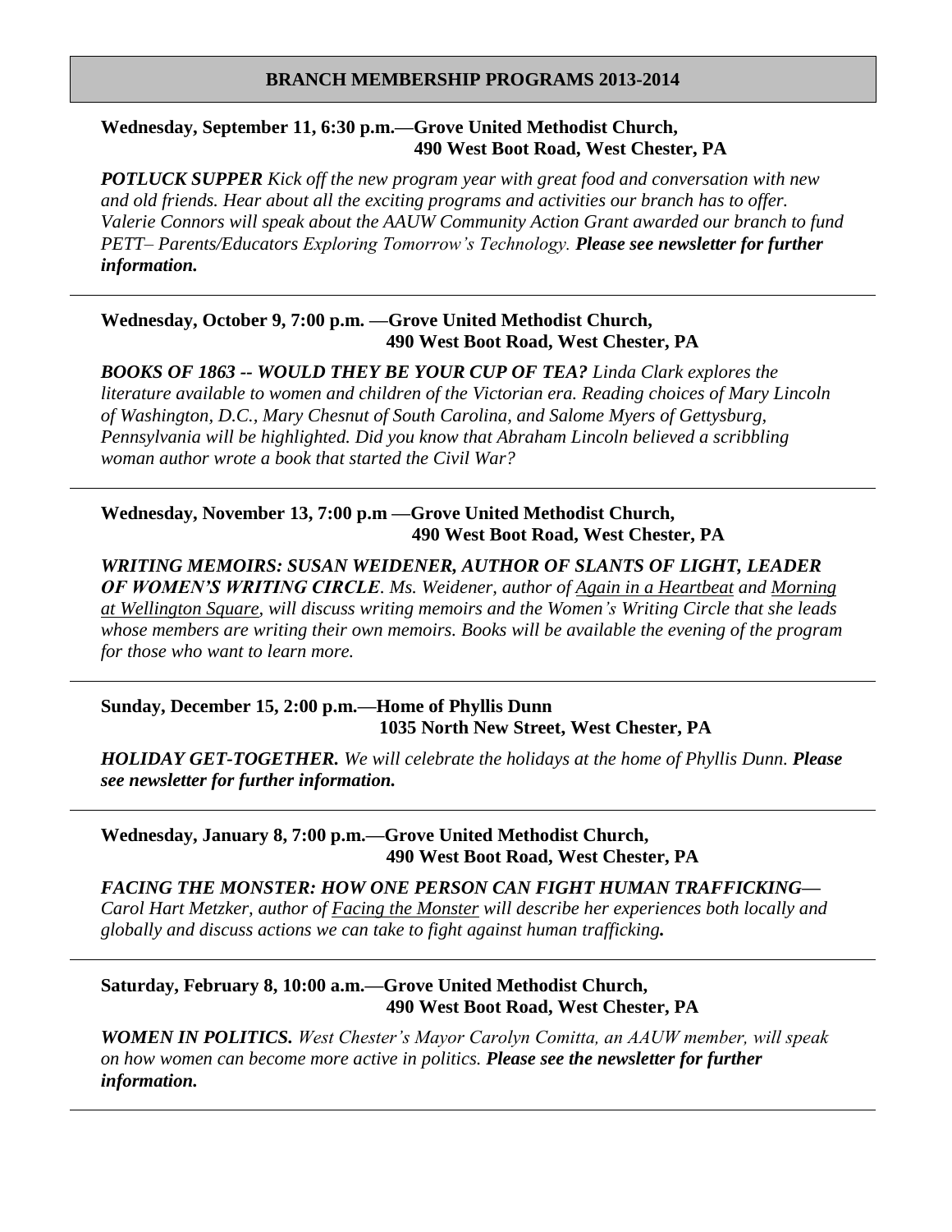## BRANCH MEMBERSHIP PROGRAMS 2013-2014

**Wednesday, September 11, 6:30 p.m.—Grove United Methodist Church, 490 West Boot Road, West Chester, PA**

***POTLUCK SUPPER*** *Kick off the new program year with great food and conversation with new and old friends. Hear about all the exciting programs and activities our branch has to offer. Valerie Connors will speak about the AAUW Community Action Grant awarded our branch to fund PETT– Parents/Educators Exploring Tomorrow's Technology.* ***Please see newsletter for further information.***

---

**Wednesday, October 9, 7:00 p.m. —Grove United Methodist Church, 490 West Boot Road, West Chester, PA**

***BOOKS OF 1863 -- WOULD THEY BE YOUR CUP OF TEA?*** *Linda Clark explores the literature available to women and children of the Victorian era. Reading choices of Mary Lincoln of Washington, D.C., Mary Chesnut of South Carolina, and Salome Myers of Gettysburg, Pennsylvania will be highlighted. Did you know that Abraham Lincoln believed a scribbling woman author wrote a book that started the Civil War?*

---

**Wednesday, November 13, 7:00 p.m —Grove United Methodist Church, 490 West Boot Road, West Chester, PA**

***WRITING MEMOIRS: SUSAN WEIDENER, AUTHOR OF SLANTS OF LIGHT, LEADER OF WOMEN'S WRITING CIRCLE****. Ms. Weidener, author of Again in a Heartbeat and Morning at Wellington Square, will discuss writing memoirs and the Women's Writing Circle that she leads whose members are writing their own memoirs. Books will be available the evening of the program for those who want to learn more.*

---

**Sunday, December 15, 2:00 p.m.—Home of Phyllis Dunn, 1035 North New Street, West Chester, PA**

***HOLIDAY GET-TOGETHER.*** *We will celebrate the holidays at the home of Phyllis Dunn.* ***Please see newsletter for further information.***

---

**Wednesday, January 8, 7:00 p.m.—Grove United Methodist Church, 490 West Boot Road, West Chester, PA**

***FACING THE MONSTER: HOW ONE PERSON CAN FIGHT HUMAN TRAFFICKING—*** *Carol Hart Metzker, author of Facing the Monster will describe her experiences both locally and globally and discuss actions we can take to fight against human trafficking.*

---

**Saturday, February 8, 10:00 a.m.—Grove United Methodist Church, 490 West Boot Road, West Chester, PA**

***WOMEN IN POLITICS.*** *West Chester's Mayor Carolyn Comitta, an AAUW member, will speak on how women can become more active in politics.* ***Please see the newsletter for further information.***

---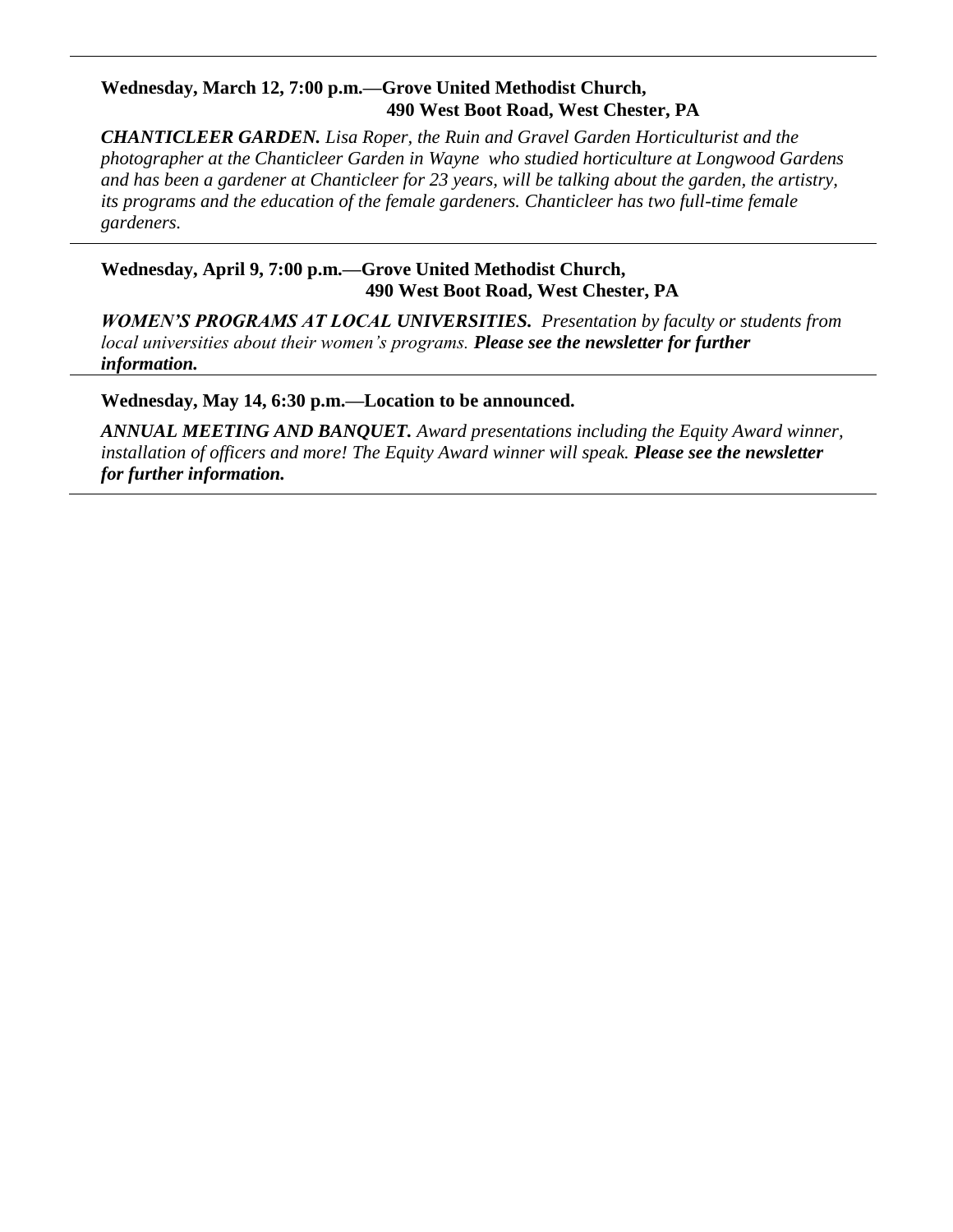---

**Wednesday, March 12, 7:00 p.m.—Grove United Methodist Church,**
**490 West Boot Road, West Chester, PA**

***CHANTICLEER GARDEN.*** *Lisa Roper, the Ruin and Gravel Garden Horticulturist and the photographer at the Chanticleer Garden in Wayne who studied horticulture at Longwood Gardens and has been a gardener at Chanticleer for 23 years, will be talking about the garden, the artistry, its programs and the education of the female gardeners. Chanticleer has two full-time female gardeners.*

---

**Wednesday, April 9, 7:00 p.m.—Grove United Methodist Church,**
**490 West Boot Road, West Chester, PA**

***WOMEN'S PROGRAMS AT LOCAL UNIVERSITIES.*** *Presentation by faculty or students from local universities about their women's programs.* ***Please see the newsletter for further information.***

---

**Wednesday, May 14, 6:30 p.m.—Location to be announced.**

***ANNUAL MEETING AND BANQUET.*** *Award presentations including the Equity Award winner, installation of officers and more! The Equity Award winner will speak.* ***Please see the newsletter for further information.***

---